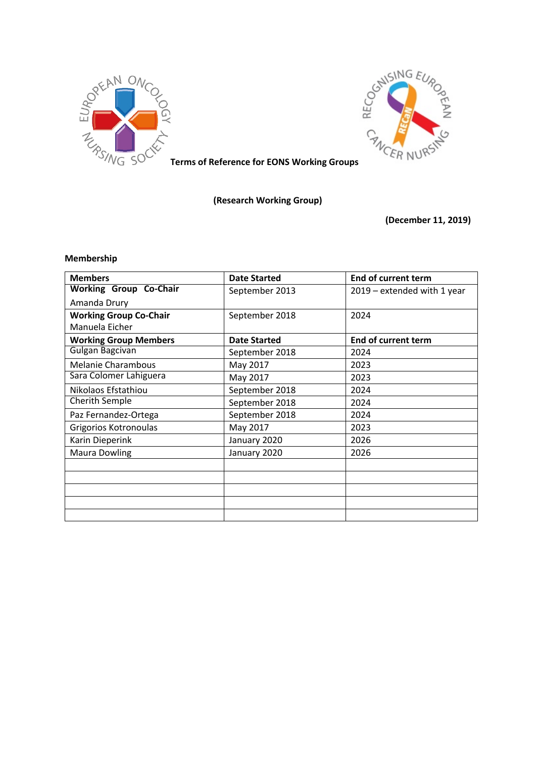**Terms of Reference for EONS Working Groups**

**(Research Working Group)**

**(December 11, 2019)**

**Membership**

| **Members** | **Date Started** | **End of current term** |
|---|---|---|
| **Working Group Co-Chair** Amanda Drury | September 2013 | 2019 – extended with 1 year |
| **Working Group Co-Chair** Manuela Eicher | September 2018 | 2024 |
| **Working Group Members** | **Date Started** | **End of current term** |
| Gulgan Bagcivan | September 2018 | 2024 |
| Melanie Charambous | May 2017 | 2023 |
| Sara Colomer Lahiguera | May 2017 | 2023 |
| Nikolaos Efstathiou | September 2018 | 2024 |
| Cherith Semple | September 2018 | 2024 |
| Paz Fernandez-Ortega | September 2018 | 2024 |
| Grigorios Kotronoulas | May 2017 | 2023 |
| Karin Dieperink | January 2020 | 2026 |
| Maura Dowling | January 2020 | 2026 |
| | | |
| | | |
| | | |
| | | |
| | | |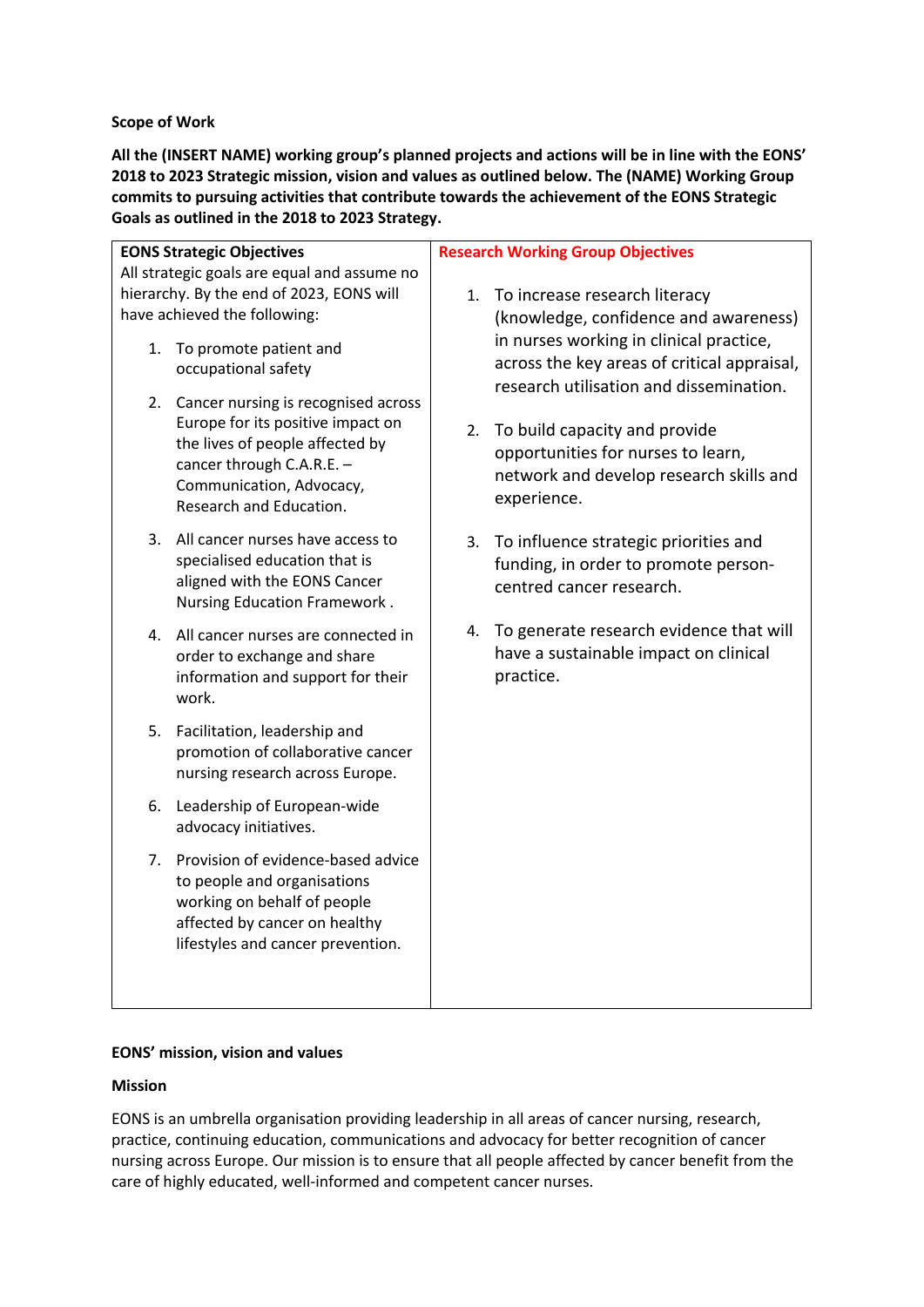**Scope of Work**

**All the (INSERT NAME) working group's planned projects and actions will be in line with the EONS' 2018 to 2023 Strategic mission, vision and values as outlined below. The (NAME) Working Group commits to pursuing activities that contribute towards the achievement of the EONS Strategic Goals as outlined in the 2018 to 2023 Strategy.**

| **EONS Strategic Objectives** | **Research Working Group Objectives** |
|---|---|
| All strategic goals are equal and assume no hierarchy. By the end of 2023, EONS will have achieved the following:<br><br>1. To promote patient and occupational safety<br>2. Cancer nursing is recognised across Europe for its positive impact on the lives of people affected by cancer through C.A.R.E. – Communication, Advocacy, Research and Education.<br>3. All cancer nurses have access to specialised education that is aligned with the EONS Cancer Nursing Education Framework .<br>4. All cancer nurses are connected in order to exchange and share information and support for their work.<br>5. Facilitation, leadership and promotion of collaborative cancer nursing research across Europe.<br>6. Leadership of European-wide advocacy initiatives.<br>7. Provision of evidence-based advice to people and organisations working on behalf of people affected by cancer on healthy lifestyles and cancer prevention. | 1. To increase research literacy (knowledge, confidence and awareness) in nurses working in clinical practice, across the key areas of critical appraisal, research utilisation and dissemination.<br>2. To build capacity and provide opportunities for nurses to learn, network and develop research skills and experience.<br>3. To influence strategic priorities and funding, in order to promote person-centred cancer research.<br>4. To generate research evidence that will have a sustainable impact on clinical practice. |

**EONS' mission, vision and values**

**Mission**

EONS is an umbrella organisation providing leadership in all areas of cancer nursing, research, practice, continuing education, communications and advocacy for better recognition of cancer nursing across Europe. Our mission is to ensure that all people affected by cancer benefit from the care of highly educated, well-informed and competent cancer nurses.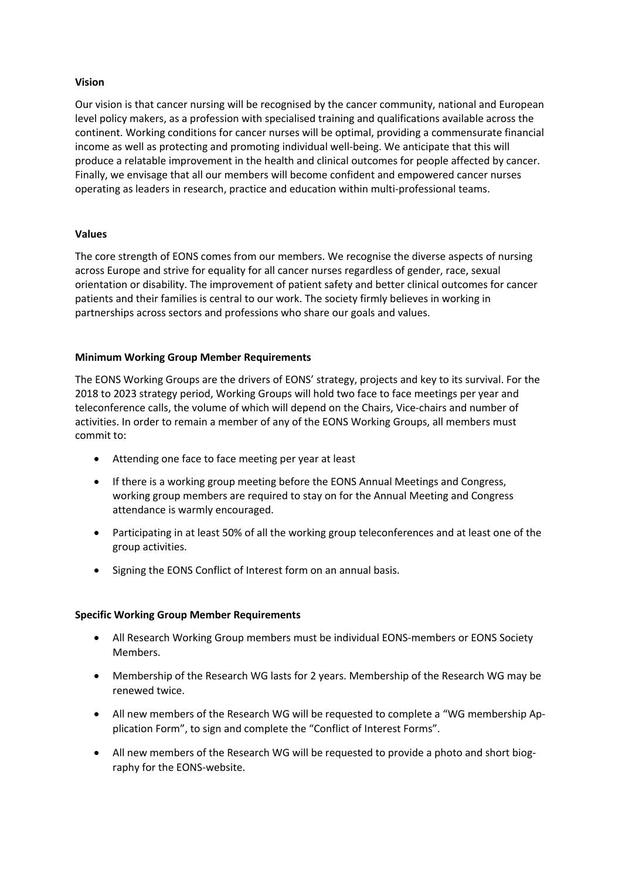**Vision**

Our vision is that cancer nursing will be recognised by the cancer community, national and European level policy makers, as a profession with specialised training and qualifications available across the continent. Working conditions for cancer nurses will be optimal, providing a commensurate financial income as well as protecting and promoting individual well-being. We anticipate that this will produce a relatable improvement in the health and clinical outcomes for people affected by cancer. Finally, we envisage that all our members will become confident and empowered cancer nurses operating as leaders in research, practice and education within multi-professional teams.

**Values**

The core strength of EONS comes from our members. We recognise the diverse aspects of nursing across Europe and strive for equality for all cancer nurses regardless of gender, race, sexual orientation or disability. The improvement of patient safety and better clinical outcomes for cancer patients and their families is central to our work. The society firmly believes in working in partnerships across sectors and professions who share our goals and values.

**Minimum Working Group Member Requirements**

The EONS Working Groups are the drivers of EONS' strategy, projects and key to its survival. For the 2018 to 2023 strategy period, Working Groups will hold two face to face meetings per year and teleconference calls, the volume of which will depend on the Chairs, Vice-chairs and number of activities. In order to remain a member of any of the EONS Working Groups, all members must commit to:

- Attending one face to face meeting per year at least
- If there is a working group meeting before the EONS Annual Meetings and Congress, working group members are required to stay on for the Annual Meeting and Congress attendance is warmly encouraged.
- Participating in at least 50% of all the working group teleconferences and at least one of the group activities.
- Signing the EONS Conflict of Interest form on an annual basis.

**Specific Working Group Member Requirements**

- All Research Working Group members must be individual EONS-members or EONS Society Members.
- Membership of the Research WG lasts for 2 years. Membership of the Research WG may be renewed twice.
- All new members of the Research WG will be requested to complete a "WG membership Application Form", to sign and complete the "Conflict of Interest Forms".
- All new members of the Research WG will be requested to provide a photo and short biography for the EONS-website.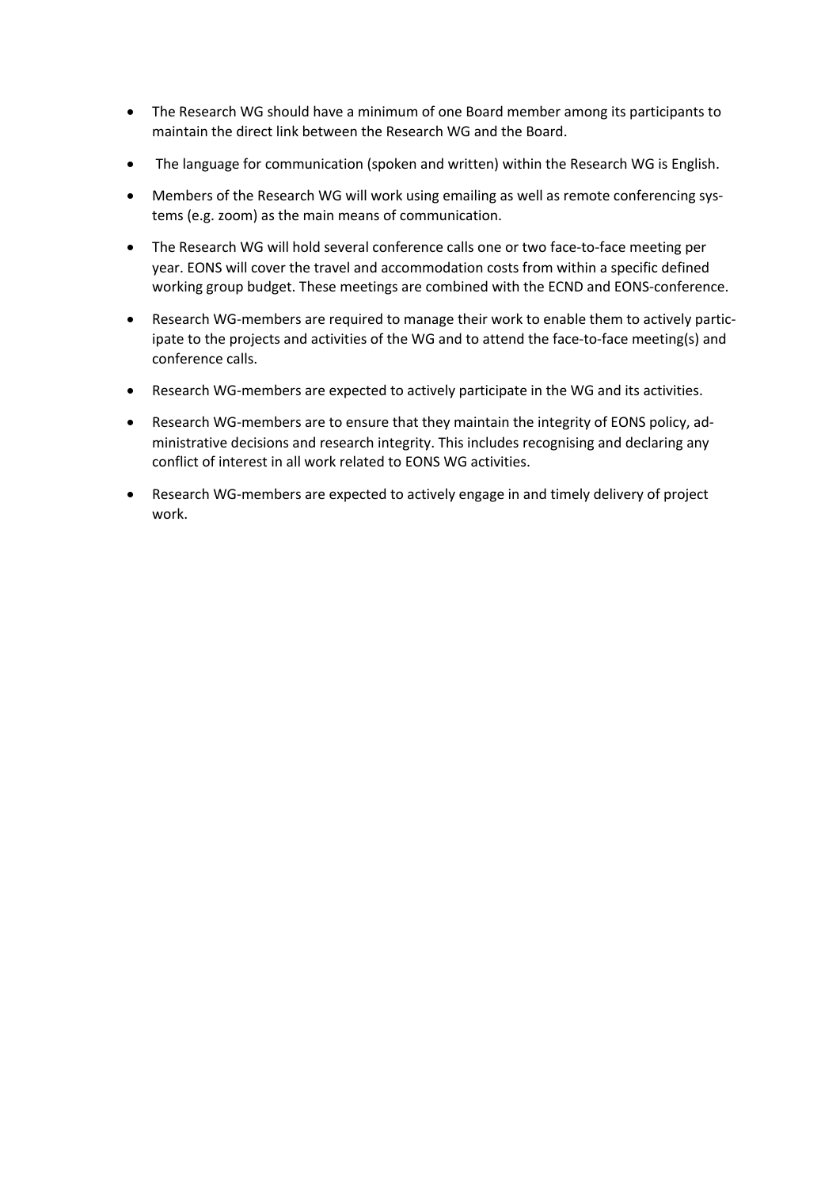- The Research WG should have a minimum of one Board member among its participants to maintain the direct link between the Research WG and the Board.
- The language for communication (spoken and written) within the Research WG is English.
- Members of the Research WG will work using emailing as well as remote conferencing systems (e.g. zoom) as the main means of communication.
- The Research WG will hold several conference calls one or two face-to-face meeting per year. EONS will cover the travel and accommodation costs from within a specific defined working group budget. These meetings are combined with the ECND and EONS-conference.
- Research WG-members are required to manage their work to enable them to actively participate to the projects and activities of the WG and to attend the face-to-face meeting(s) and conference calls.
- Research WG-members are expected to actively participate in the WG and its activities.
- Research WG-members are to ensure that they maintain the integrity of EONS policy, administrative decisions and research integrity. This includes recognising and declaring any conflict of interest in all work related to EONS WG activities.
- Research WG-members are expected to actively engage in and timely delivery of project work.